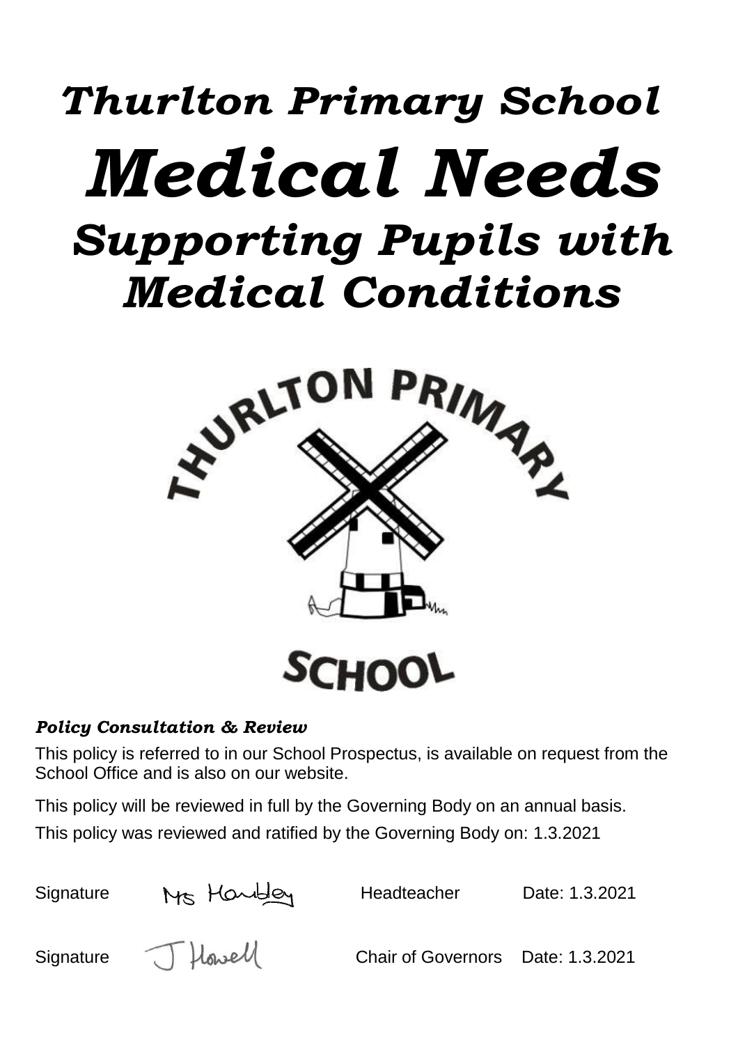# *Thurlton Primary School*

# *Medical Needs*

## *Supporting Pupils with Medical Conditions*

***Policy Consultation & Review***

This policy is referred to in our School Prospectus, is available on request from the School Office and is also on our website.

This policy will be reviewed in full by the Governing Body on an annual basis.

This policy was reviewed and ratified by the Governing Body on: 1.3.2021

| Signature | Ms Hartley | Headteacher | Date: 1.3.2021 |
|---|---|---|---|
| Signature | J Howell | Chair of Governors | Date: 1.3.2021 |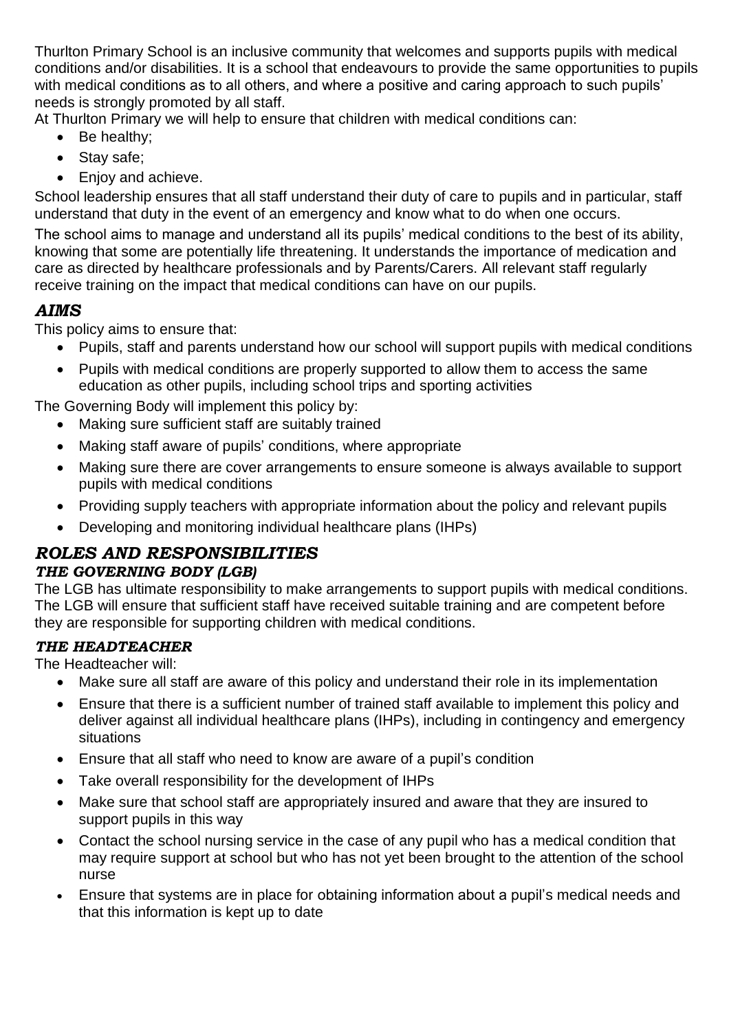Thurlton Primary School is an inclusive community that welcomes and supports pupils with medical conditions and/or disabilities. It is a school that endeavours to provide the same opportunities to pupils with medical conditions as to all others, and where a positive and caring approach to such pupils' needs is strongly promoted by all staff.

At Thurlton Primary we will help to ensure that children with medical conditions can:

- Be healthy;
- Stay safe;
- Enjoy and achieve.

School leadership ensures that all staff understand their duty of care to pupils and in particular, staff understand that duty in the event of an emergency and know what to do when one occurs.

The school aims to manage and understand all its pupils' medical conditions to the best of its ability, knowing that some are potentially life threatening. It understands the importance of medication and care as directed by healthcare professionals and by Parents/Carers. All relevant staff regularly receive training on the impact that medical conditions can have on our pupils.

## *AIMS*

This policy aims to ensure that:

- Pupils, staff and parents understand how our school will support pupils with medical conditions
- Pupils with medical conditions are properly supported to allow them to access the same education as other pupils, including school trips and sporting activities

The Governing Body will implement this policy by:

- Making sure sufficient staff are suitably trained
- Making staff aware of pupils' conditions, where appropriate
- Making sure there are cover arrangements to ensure someone is always available to support pupils with medical conditions
- Providing supply teachers with appropriate information about the policy and relevant pupils
- Developing and monitoring individual healthcare plans (IHPs)

## *ROLES AND RESPONSIBILITIES*

### *THE GOVERNING BODY (LGB)*

The LGB has ultimate responsibility to make arrangements to support pupils with medical conditions. The LGB will ensure that sufficient staff have received suitable training and are competent before they are responsible for supporting children with medical conditions.

### *THE HEADTEACHER*

The Headteacher will:

- Make sure all staff are aware of this policy and understand their role in its implementation
- Ensure that there is a sufficient number of trained staff available to implement this policy and deliver against all individual healthcare plans (IHPs), including in contingency and emergency situations
- Ensure that all staff who need to know are aware of a pupil's condition
- Take overall responsibility for the development of IHPs
- Make sure that school staff are appropriately insured and aware that they are insured to support pupils in this way
- Contact the school nursing service in the case of any pupil who has a medical condition that may require support at school but who has not yet been brought to the attention of the school nurse
- Ensure that systems are in place for obtaining information about a pupil's medical needs and that this information is kept up to date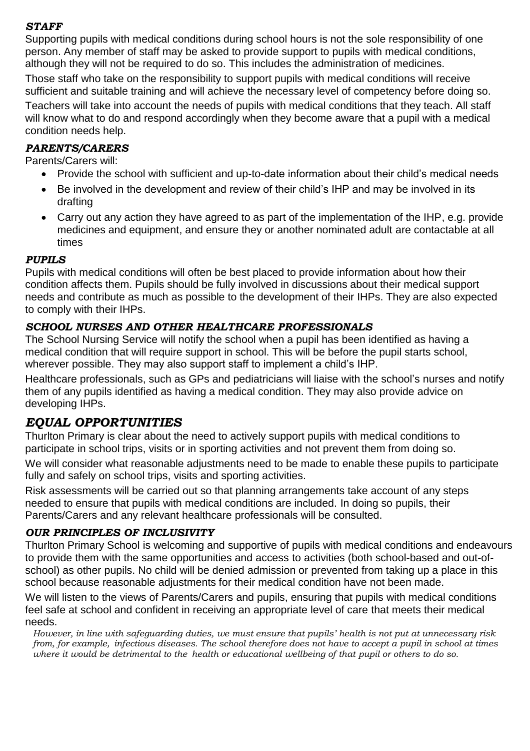### *STAFF*

Supporting pupils with medical conditions during school hours is not the sole responsibility of one person. Any member of staff may be asked to provide support to pupils with medical conditions, although they will not be required to do so. This includes the administration of medicines.

Those staff who take on the responsibility to support pupils with medical conditions will receive sufficient and suitable training and will achieve the necessary level of competency before doing so.

Teachers will take into account the needs of pupils with medical conditions that they teach. All staff will know what to do and respond accordingly when they become aware that a pupil with a medical condition needs help.

### *PARENTS/CARERS*

Parents/Carers will:

- Provide the school with sufficient and up-to-date information about their child's medical needs
- Be involved in the development and review of their child's IHP and may be involved in its drafting
- Carry out any action they have agreed to as part of the implementation of the IHP, e.g. provide medicines and equipment, and ensure they or another nominated adult are contactable at all times

### *PUPILS*

Pupils with medical conditions will often be best placed to provide information about how their condition affects them. Pupils should be fully involved in discussions about their medical support needs and contribute as much as possible to the development of their IHPs. They are also expected to comply with their IHPs.

### *SCHOOL NURSES AND OTHER HEALTHCARE PROFESSIONALS*

The School Nursing Service will notify the school when a pupil has been identified as having a medical condition that will require support in school. This will be before the pupil starts school, wherever possible. They may also support staff to implement a child's IHP.

Healthcare professionals, such as GPs and pediatricians will liaise with the school's nurses and notify them of any pupils identified as having a medical condition. They may also provide advice on developing IHPs.

## *EQUAL OPPORTUNITIES*

Thurlton Primary is clear about the need to actively support pupils with medical conditions to participate in school trips, visits or in sporting activities and not prevent them from doing so.

We will consider what reasonable adjustments need to be made to enable these pupils to participate fully and safely on school trips, visits and sporting activities.

Risk assessments will be carried out so that planning arrangements take account of any steps needed to ensure that pupils with medical conditions are included. In doing so pupils, their Parents/Carers and any relevant healthcare professionals will be consulted.

### *OUR PRINCIPLES OF INCLUSIVITY*

Thurlton Primary School is welcoming and supportive of pupils with medical conditions and endeavours to provide them with the same opportunities and access to activities (both school-based and out-of-school) as other pupils. No child will be denied admission or prevented from taking up a place in this school because reasonable adjustments for their medical condition have not been made.

We will listen to the views of Parents/Carers and pupils, ensuring that pupils with medical conditions feel safe at school and confident in receiving an appropriate level of care that meets their medical needs.

*However, in line with safeguarding duties, we must ensure that pupils' health is not put at unnecessary risk from, for example, infectious diseases. The school therefore does not have to accept a pupil in school at times where it would be detrimental to the health or educational wellbeing of that pupil or others to do so.*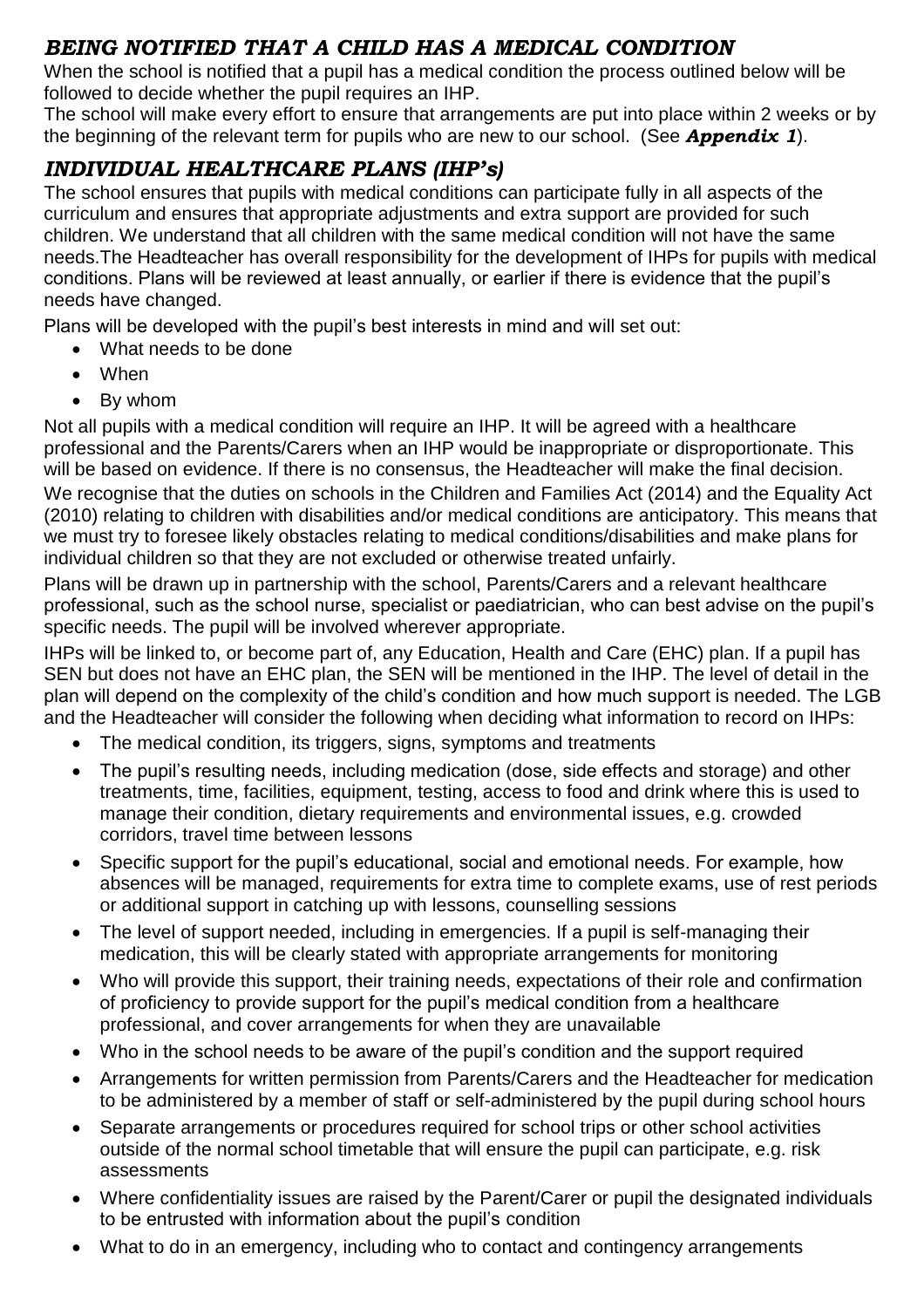## *BEING NOTIFIED THAT A CHILD HAS A MEDICAL CONDITION*

When the school is notified that a pupil has a medical condition the process outlined below will be followed to decide whether the pupil requires an IHP.

The school will make every effort to ensure that arrangements are put into place within 2 weeks or by the beginning of the relevant term for pupils who are new to our school. (See ***Appendix 1***).

## *INDIVIDUAL HEALTHCARE PLANS (IHP's)*

The school ensures that pupils with medical conditions can participate fully in all aspects of the curriculum and ensures that appropriate adjustments and extra support are provided for such children. We understand that all children with the same medical condition will not have the same needs.The Headteacher has overall responsibility for the development of IHPs for pupils with medical conditions. Plans will be reviewed at least annually, or earlier if there is evidence that the pupil's needs have changed.

Plans will be developed with the pupil's best interests in mind and will set out:

- What needs to be done
- When
- By whom

Not all pupils with a medical condition will require an IHP. It will be agreed with a healthcare professional and the Parents/Carers when an IHP would be inappropriate or disproportionate. This will be based on evidence. If there is no consensus, the Headteacher will make the final decision.

We recognise that the duties on schools in the Children and Families Act (2014) and the Equality Act (2010) relating to children with disabilities and/or medical conditions are anticipatory. This means that we must try to foresee likely obstacles relating to medical conditions/disabilities and make plans for individual children so that they are not excluded or otherwise treated unfairly.

Plans will be drawn up in partnership with the school, Parents/Carers and a relevant healthcare professional, such as the school nurse, specialist or paediatrician, who can best advise on the pupil's specific needs. The pupil will be involved wherever appropriate.

IHPs will be linked to, or become part of, any Education, Health and Care (EHC) plan. If a pupil has SEN but does not have an EHC plan, the SEN will be mentioned in the IHP. The level of detail in the plan will depend on the complexity of the child's condition and how much support is needed. The LGB and the Headteacher will consider the following when deciding what information to record on IHPs:

- The medical condition, its triggers, signs, symptoms and treatments
- The pupil's resulting needs, including medication (dose, side effects and storage) and other treatments, time, facilities, equipment, testing, access to food and drink where this is used to manage their condition, dietary requirements and environmental issues, e.g. crowded corridors, travel time between lessons
- Specific support for the pupil's educational, social and emotional needs. For example, how absences will be managed, requirements for extra time to complete exams, use of rest periods or additional support in catching up with lessons, counselling sessions
- The level of support needed, including in emergencies. If a pupil is self-managing their medication, this will be clearly stated with appropriate arrangements for monitoring
- Who will provide this support, their training needs, expectations of their role and confirmation of proficiency to provide support for the pupil's medical condition from a healthcare professional, and cover arrangements for when they are unavailable
- Who in the school needs to be aware of the pupil's condition and the support required
- Arrangements for written permission from Parents/Carers and the Headteacher for medication to be administered by a member of staff or self-administered by the pupil during school hours
- Separate arrangements or procedures required for school trips or other school activities outside of the normal school timetable that will ensure the pupil can participate, e.g. risk assessments
- Where confidentiality issues are raised by the Parent/Carer or pupil the designated individuals to be entrusted with information about the pupil's condition
- What to do in an emergency, including who to contact and contingency arrangements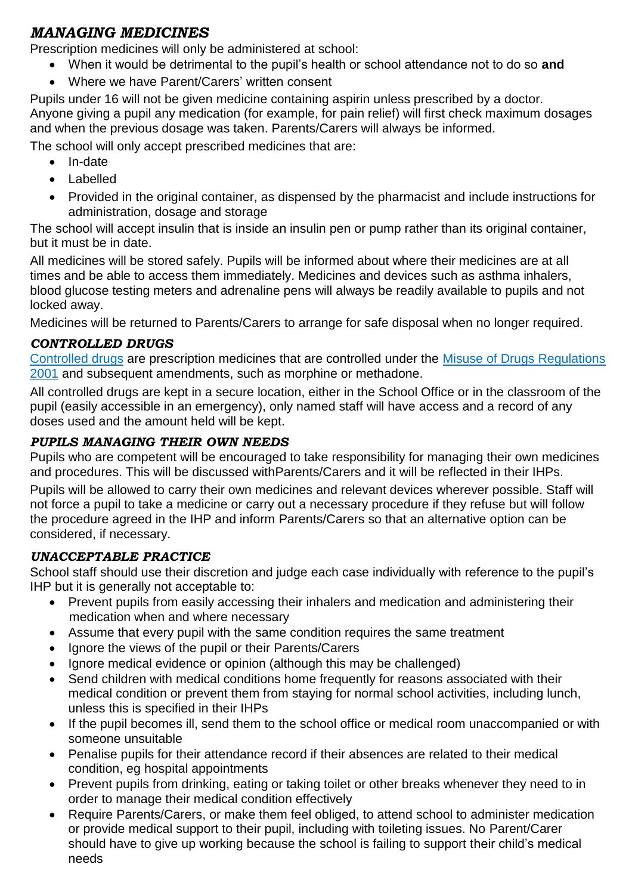## *MANAGING MEDICINES*

Prescription medicines will only be administered at school:

- When it would be detrimental to the pupil's health or school attendance not to do so **and**
- Where we have Parent/Carers' written consent

Pupils under 16 will not be given medicine containing aspirin unless prescribed by a doctor. Anyone giving a pupil any medication (for example, for pain relief) will first check maximum dosages and when the previous dosage was taken. Parents/Carers will always be informed.

The school will only accept prescribed medicines that are:

- In-date
- Labelled
- Provided in the original container, as dispensed by the pharmacist and include instructions for administration, dosage and storage

The school will accept insulin that is inside an insulin pen or pump rather than its original container, but it must be in date.

All medicines will be stored safely. Pupils will be informed about where their medicines are at all times and be able to access them immediately. Medicines and devices such as asthma inhalers, blood glucose testing meters and adrenaline pens will always be readily available to pupils and not locked away.

Medicines will be returned to Parents/Carers to arrange for safe disposal when no longer required.

### *CONTROLLED DRUGS*

Controlled drugs are prescription medicines that are controlled under the Misuse of Drugs Regulations 2001 and subsequent amendments, such as morphine or methadone.

All controlled drugs are kept in a secure location, either in the School Office or in the classroom of the pupil (easily accessible in an emergency), only named staff will have access and a record of any doses used and the amount held will be kept.

### *PUPILS MANAGING THEIR OWN NEEDS*

Pupils who are competent will be encouraged to take responsibility for managing their own medicines and procedures. This will be discussed withParents/Carers and it will be reflected in their IHPs.

Pupils will be allowed to carry their own medicines and relevant devices wherever possible. Staff will not force a pupil to take a medicine or carry out a necessary procedure if they refuse but will follow the procedure agreed in the IHP and inform Parents/Carers so that an alternative option can be considered, if necessary.

### *UNACCEPTABLE PRACTICE*

School staff should use their discretion and judge each case individually with reference to the pupil's IHP but it is generally not acceptable to:

- Prevent pupils from easily accessing their inhalers and medication and administering their medication when and where necessary
- Assume that every pupil with the same condition requires the same treatment
- Ignore the views of the pupil or their Parents/Carers
- Ignore medical evidence or opinion (although this may be challenged)
- Send children with medical conditions home frequently for reasons associated with their medical condition or prevent them from staying for normal school activities, including lunch, unless this is specified in their IHPs
- If the pupil becomes ill, send them to the school office or medical room unaccompanied or with someone unsuitable
- Penalise pupils for their attendance record if their absences are related to their medical condition, eg hospital appointments
- Prevent pupils from drinking, eating or taking toilet or other breaks whenever they need to in order to manage their medical condition effectively
- Require Parents/Carers, or make them feel obliged, to attend school to administer medication or provide medical support to their pupil, including with toileting issues. No Parent/Carer should have to give up working because the school is failing to support their child's medical needs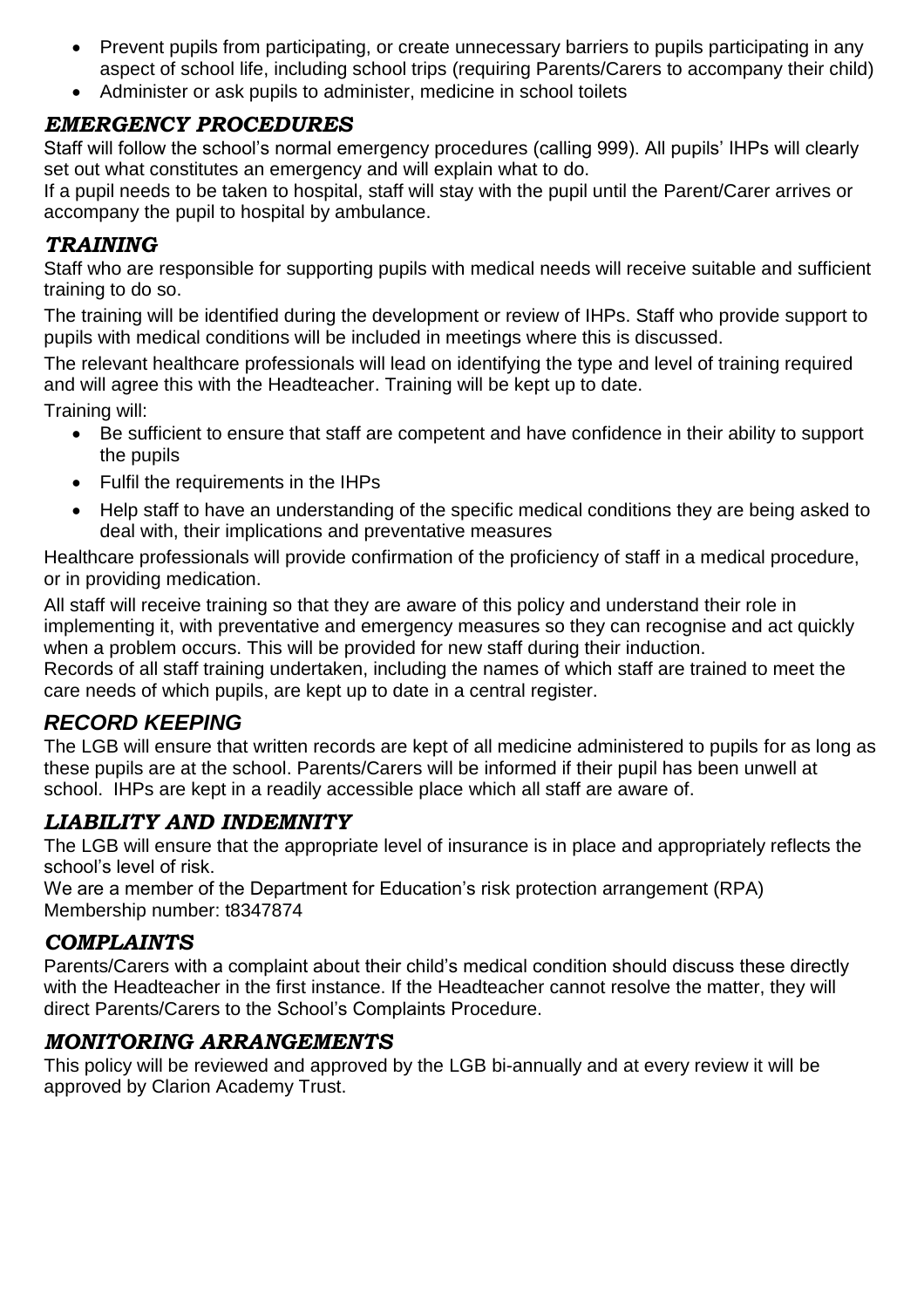- Prevent pupils from participating, or create unnecessary barriers to pupils participating in any aspect of school life, including school trips (requiring Parents/Carers to accompany their child)
- Administer or ask pupils to administer, medicine in school toilets

## *EMERGENCY PROCEDURES*

Staff will follow the school's normal emergency procedures (calling 999). All pupils' IHPs will clearly set out what constitutes an emergency and will explain what to do.

If a pupil needs to be taken to hospital, staff will stay with the pupil until the Parent/Carer arrives or accompany the pupil to hospital by ambulance.

## *TRAINING*

Staff who are responsible for supporting pupils with medical needs will receive suitable and sufficient training to do so.

The training will be identified during the development or review of IHPs. Staff who provide support to pupils with medical conditions will be included in meetings where this is discussed.

The relevant healthcare professionals will lead on identifying the type and level of training required and will agree this with the Headteacher. Training will be kept up to date.

Training will:

- Be sufficient to ensure that staff are competent and have confidence in their ability to support the pupils
- Fulfil the requirements in the IHPs
- Help staff to have an understanding of the specific medical conditions they are being asked to deal with, their implications and preventative measures

Healthcare professionals will provide confirmation of the proficiency of staff in a medical procedure, or in providing medication.

All staff will receive training so that they are aware of this policy and understand their role in implementing it, with preventative and emergency measures so they can recognise and act quickly when a problem occurs. This will be provided for new staff during their induction.

Records of all staff training undertaken, including the names of which staff are trained to meet the care needs of which pupils, are kept up to date in a central register.

## *RECORD KEEPING*

The LGB will ensure that written records are kept of all medicine administered to pupils for as long as these pupils are at the school. Parents/Carers will be informed if their pupil has been unwell at school. IHPs are kept in a readily accessible place which all staff are aware of.

## *LIABILITY AND INDEMNITY*

The LGB will ensure that the appropriate level of insurance is in place and appropriately reflects the school's level of risk.

We are a member of the Department for Education's risk protection arrangement (RPA)
Membership number: t8347874

## *COMPLAINTS*

Parents/Carers with a complaint about their child's medical condition should discuss these directly with the Headteacher in the first instance. If the Headteacher cannot resolve the matter, they will direct Parents/Carers to the School's Complaints Procedure.

## *MONITORING ARRANGEMENTS*

This policy will be reviewed and approved by the LGB bi-annually and at every review it will be approved by Clarion Academy Trust.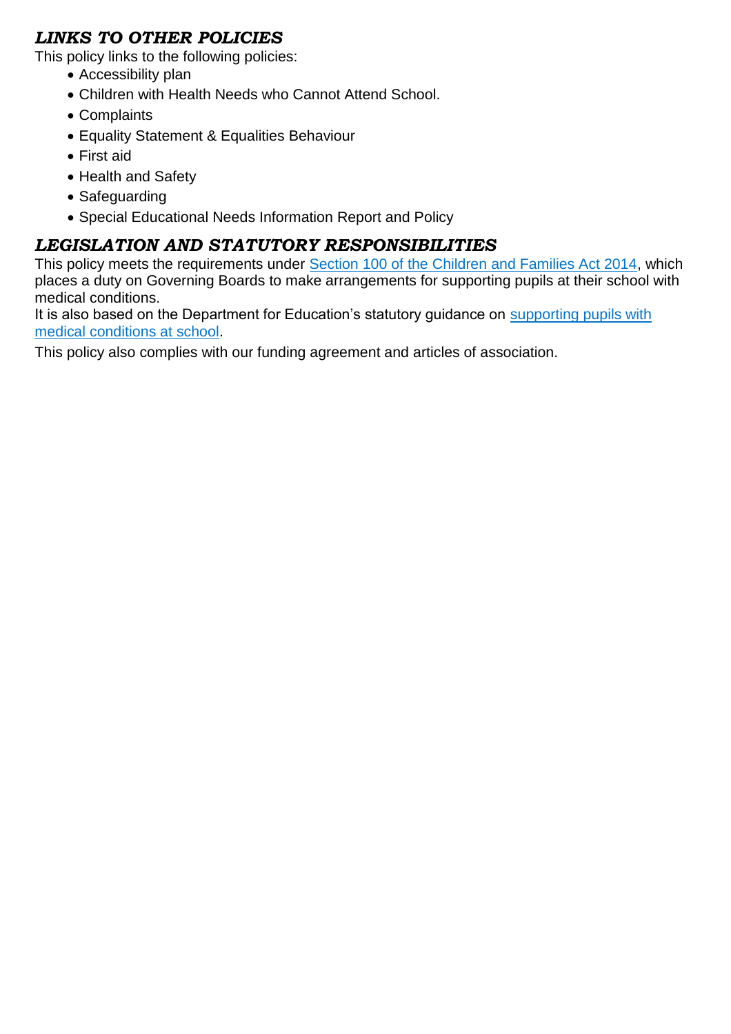## *LINKS TO OTHER POLICIES*

This policy links to the following policies:

- Accessibility plan
- Children with Health Needs who Cannot Attend School.
- Complaints
- Equality Statement & Equalities Behaviour
- First aid
- Health and Safety
- Safeguarding
- Special Educational Needs Information Report and Policy

## *LEGISLATION AND STATUTORY RESPONSIBILITIES*

This policy meets the requirements under Section 100 of the Children and Families Act 2014, which places a duty on Governing Boards to make arrangements for supporting pupils at their school with medical conditions.

It is also based on the Department for Education's statutory guidance on supporting pupils with medical conditions at school.

This policy also complies with our funding agreement and articles of association.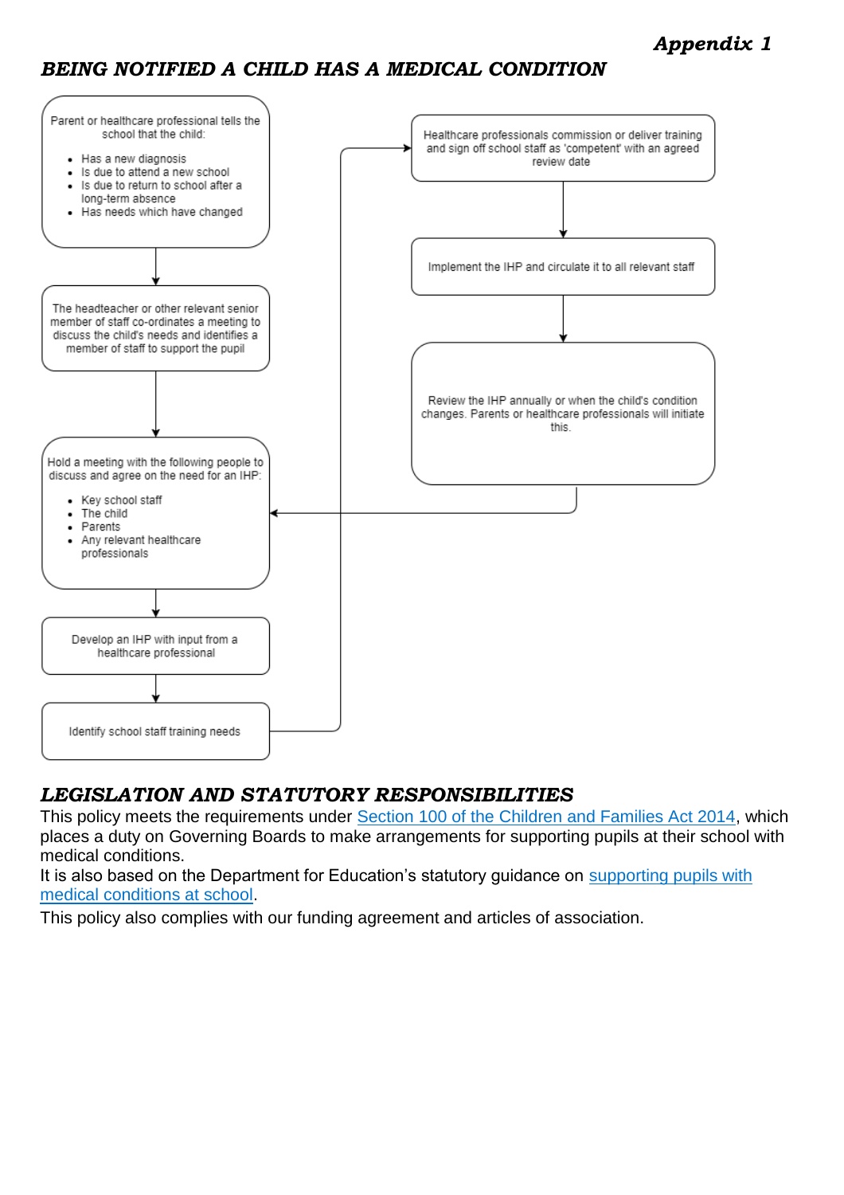*Appendix 1*

## *BEING NOTIFIED A CHILD HAS A MEDICAL CONDITION*

Parent or healthcare professional tells the school that the child:

- Has a new diagnosis
- Is due to attend a new school
- Is due to return to school after a long-term absence
- Has needs which have changed

The headteacher or other relevant senior member of staff co-ordinates a meeting to discuss the child's needs and identifies a member of staff to support the pupil

Hold a meeting with the following people to discuss and agree on the need for an IHP:

- Key school staff
- The child
- Parents
- Any relevant healthcare professionals

Develop an IHP with input from a healthcare professional

Identify school staff training needs

Healthcare professionals commission or deliver training and sign off school staff as 'competent' with an agreed review date

Implement the IHP and circulate it to all relevant staff

Review the IHP annually or when the child's condition changes. Parents or healthcare professionals will initiate this.

## *LEGISLATION AND STATUTORY RESPONSIBILITIES*

This policy meets the requirements under [Section 100 of the Children and Families Act 2014](), which places a duty on Governing Boards to make arrangements for supporting pupils at their school with medical conditions.

It is also based on the Department for Education's statutory guidance on [supporting pupils with medical conditions at school]().

This policy also complies with our funding agreement and articles of association.